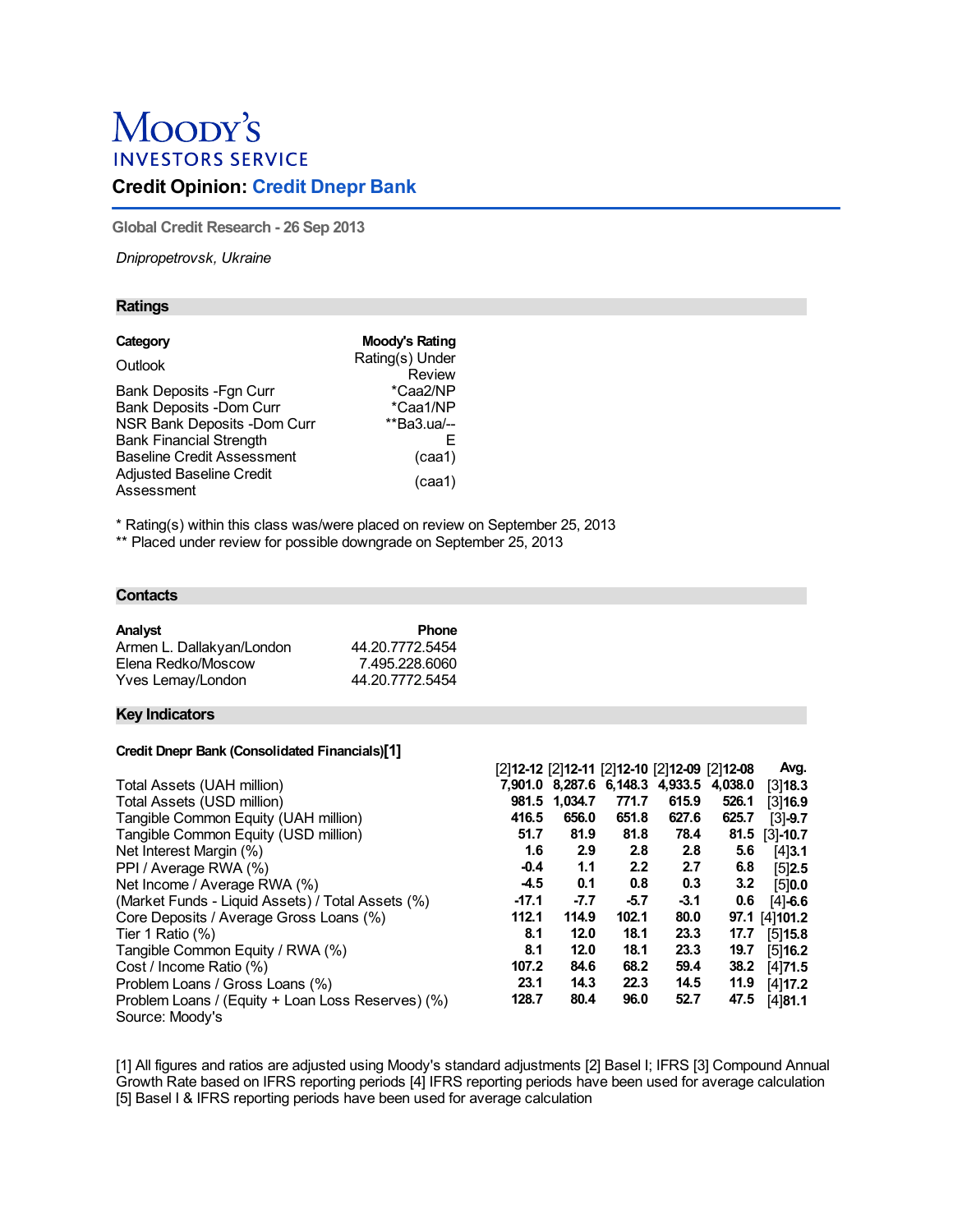# Moody's INVESTORS SERVICE

## Credit Opinion: Credit Dnepr Bank

Global Credit Research - 26 Sep 2013

*Dnipropetrovsk, Ukraine*

## Ratings

| Category | Moody's Rating |
|---|---|
| Outlook | Rating(s) Under Review |
| Bank Deposits -Fgn Curr | *Caa2/NP |
| Bank Deposits -Dom Curr | *Caa1/NP |
| NSR Bank Deposits -Dom Curr | **Ba3.ua/-- |
| Bank Financial Strength | E |
| Baseline Credit Assessment | (caa1) |
| Adjusted Baseline Credit Assessment | (caa1) |

* Rating(s) within this class was/were placed on review on September 25, 2013
** Placed under review for possible downgrade on September 25, 2013

## Contacts

| Analyst | Phone |
|---|---|
| Armen L. Dallakyan/London | 44.20.7772.5454 |
| Elena Redko/Moscow | 7.495.228.6060 |
| Yves Lemay/London | 44.20.7772.5454 |

## Key Indicators

**Credit Dnepr Bank (Consolidated Financials)[1]**

| | [2]12-12 | [2]12-11 | [2]12-10 | [2]12-09 | [2]12-08 | Avg. |
|---|---|---|---|---|---|---|
| Total Assets (UAH million) | 7,901.0 | 8,287.6 | 6,148.3 | 4,933.5 | 4,038.0 | [3]18.3 |
| Total Assets (USD million) | 981.5 | 1,034.7 | 771.7 | 615.9 | 526.1 | [3]16.9 |
| Tangible Common Equity (UAH million) | 416.5 | 656.0 | 651.8 | 627.6 | 625.7 | [3]-9.7 |
| Tangible Common Equity (USD million) | 51.7 | 81.9 | 81.8 | 78.4 | 81.5 | [3]-10.7 |
| Net Interest Margin (%) | 1.6 | 2.9 | 2.8 | 2.8 | 5.6 | [4]3.1 |
| PPI / Average RWA (%) | -0.4 | 1.1 | 2.2 | 2.7 | 6.8 | [5]2.5 |
| Net Income / Average RWA (%) | -4.5 | 0.1 | 0.8 | 0.3 | 3.2 | [5]0.0 |
| (Market Funds - Liquid Assets) / Total Assets (%) | -17.1 | -7.7 | -5.7 | -3.1 | 0.6 | [4]-6.6 |
| Core Deposits / Average Gross Loans (%) | 112.1 | 114.9 | 102.1 | 80.0 | 97.1 | [4]101.2 |
| Tier 1 Ratio (%) | 8.1 | 12.0 | 18.1 | 23.3 | 17.7 | [5]15.8 |
| Tangible Common Equity / RWA (%) | 8.1 | 12.0 | 18.1 | 23.3 | 19.7 | [5]16.2 |
| Cost / Income Ratio (%) | 107.2 | 84.6 | 68.2 | 59.4 | 38.2 | [4]71.5 |
| Problem Loans / Gross Loans (%) | 23.1 | 14.3 | 22.3 | 14.5 | 11.9 | [4]17.2 |
| Problem Loans / (Equity + Loan Loss Reserves) (%) | 128.7 | 80.4 | 96.0 | 52.7 | 47.5 | [4]81.1 |

Source: Moody's

[1] All figures and ratios are adjusted using Moody's standard adjustments [2] Basel I; IFRS [3] Compound Annual Growth Rate based on IFRS reporting periods [4] IFRS reporting periods have been used for average calculation [5] Basel I & IFRS reporting periods have been used for average calculation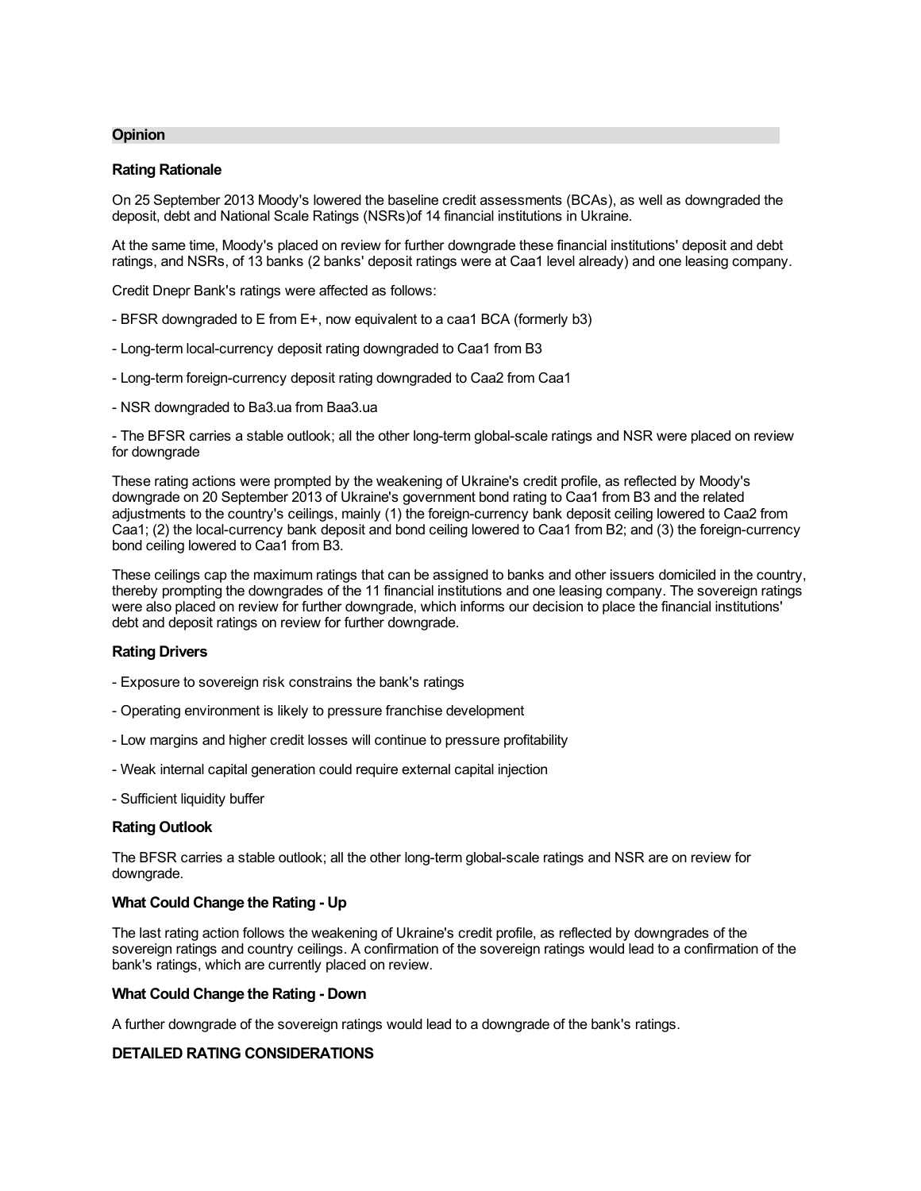## Opinion

### Rating Rationale

On 25 September 2013 Moody's lowered the baseline credit assessments (BCAs), as well as downgraded the deposit, debt and National Scale Ratings (NSRs)of 14 financial institutions in Ukraine.

At the same time, Moody's placed on review for further downgrade these financial institutions' deposit and debt ratings, and NSRs, of 13 banks (2 banks' deposit ratings were at Caa1 level already) and one leasing company.

Credit Dnepr Bank's ratings were affected as follows:

- BFSR downgraded to E from E+, now equivalent to a caa1 BCA (formerly b3)

- Long-term local-currency deposit rating downgraded to Caa1 from B3

- Long-term foreign-currency deposit rating downgraded to Caa2 from Caa1

- NSR downgraded to Ba3.ua from Baa3.ua

- The BFSR carries a stable outlook; all the other long-term global-scale ratings and NSR were placed on review for downgrade

These rating actions were prompted by the weakening of Ukraine's credit profile, as reflected by Moody's downgrade on 20 September 2013 of Ukraine's government bond rating to Caa1 from B3 and the related adjustments to the country's ceilings, mainly (1) the foreign-currency bank deposit ceiling lowered to Caa2 from Caa1; (2) the local-currency bank deposit and bond ceiling lowered to Caa1 from B2; and (3) the foreign-currency bond ceiling lowered to Caa1 from B3.

These ceilings cap the maximum ratings that can be assigned to banks and other issuers domiciled in the country, thereby prompting the downgrades of the 11 financial institutions and one leasing company. The sovereign ratings were also placed on review for further downgrade, which informs our decision to place the financial institutions' debt and deposit ratings on review for further downgrade.

### Rating Drivers

- Exposure to sovereign risk constrains the bank's ratings

- Operating environment is likely to pressure franchise development

- Low margins and higher credit losses will continue to pressure profitability

- Weak internal capital generation could require external capital injection

- Sufficient liquidity buffer

### Rating Outlook

The BFSR carries a stable outlook; all the other long-term global-scale ratings and NSR are on review for downgrade.

### What Could Change the Rating - Up

The last rating action follows the weakening of Ukraine's credit profile, as reflected by downgrades of the sovereign ratings and country ceilings. A confirmation of the sovereign ratings would lead to a confirmation of the bank's ratings, which are currently placed on review.

### What Could Change the Rating - Down

A further downgrade of the sovereign ratings would lead to a downgrade of the bank's ratings.

## DETAILED RATING CONSIDERATIONS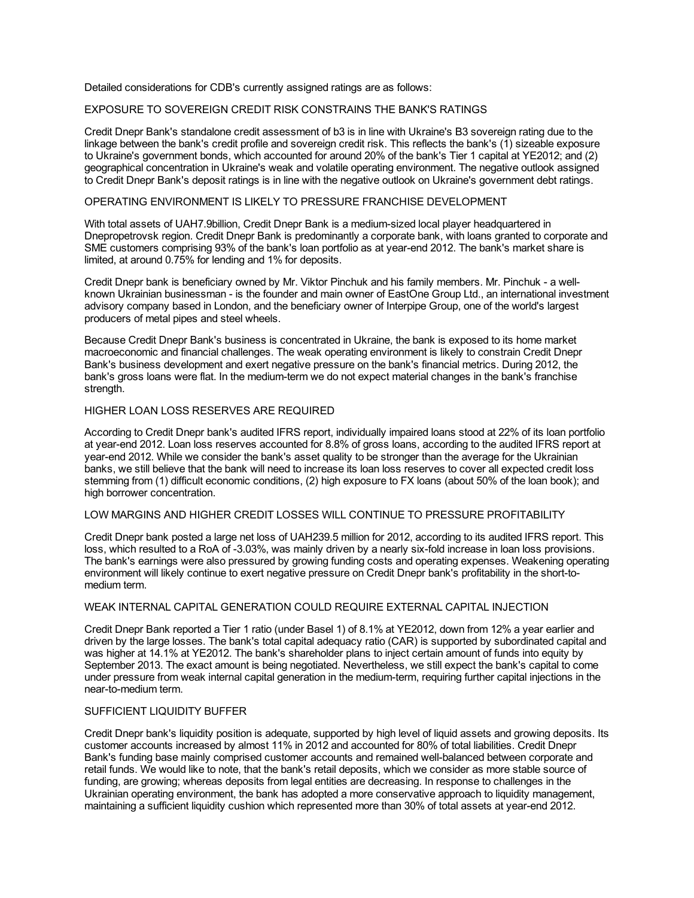Detailed considerations for CDB's currently assigned ratings are as follows:

## EXPOSURE TO SOVEREIGN CREDIT RISK CONSTRAINS THE BANK'S RATINGS

Credit Dnepr Bank's standalone credit assessment of b3 is in line with Ukraine's B3 sovereign rating due to the linkage between the bank's credit profile and sovereign credit risk. This reflects the bank's (1) sizeable exposure to Ukraine's government bonds, which accounted for around 20% of the bank's Tier 1 capital at YE2012; and (2) geographical concentration in Ukraine's weak and volatile operating environment. The negative outlook assigned to Credit Dnepr Bank's deposit ratings is in line with the negative outlook on Ukraine's government debt ratings.

## OPERATING ENVIRONMENT IS LIKELY TO PRESSURE FRANCHISE DEVELOPMENT

With total assets of UAH7.9billion, Credit Dnepr Bank is a medium-sized local player headquartered in Dnepropetrovsk region. Credit Dnepr Bank is predominantly a corporate bank, with loans granted to corporate and SME customers comprising 93% of the bank's loan portfolio as at year-end 2012. The bank's market share is limited, at around 0.75% for lending and 1% for deposits.

Credit Dnepr bank is beneficiary owned by Mr. Viktor Pinchuk and his family members. Mr. Pinchuk - a well-known Ukrainian businessman - is the founder and main owner of EastOne Group Ltd., an international investment advisory company based in London, and the beneficiary owner of Interpipe Group, one of the world's largest producers of metal pipes and steel wheels.

Because Credit Dnepr Bank's business is concentrated in Ukraine, the bank is exposed to its home market macroeconomic and financial challenges. The weak operating environment is likely to constrain Credit Dnepr Bank's business development and exert negative pressure on the bank's financial metrics. During 2012, the bank's gross loans were flat. In the medium-term we do not expect material changes in the bank's franchise strength.

## HIGHER LOAN LOSS RESERVES ARE REQUIRED

According to Credit Dnepr bank's audited IFRS report, individually impaired loans stood at 22% of its loan portfolio at year-end 2012. Loan loss reserves accounted for 8.8% of gross loans, according to the audited IFRS report at year-end 2012. While we consider the bank's asset quality to be stronger than the average for the Ukrainian banks, we still believe that the bank will need to increase its loan loss reserves to cover all expected credit loss stemming from (1) difficult economic conditions, (2) high exposure to FX loans (about 50% of the loan book); and high borrower concentration.

## LOW MARGINS AND HIGHER CREDIT LOSSES WILL CONTINUE TO PRESSURE PROFITABILITY

Credit Dnepr bank posted a large net loss of UAH239.5 million for 2012, according to its audited IFRS report. This loss, which resulted to a RoA of -3.03%, was mainly driven by a nearly six-fold increase in loan loss provisions. The bank's earnings were also pressured by growing funding costs and operating expenses. Weakening operating environment will likely continue to exert negative pressure on Credit Dnepr bank's profitability in the short-to-medium term.

## WEAK INTERNAL CAPITAL GENERATION COULD REQUIRE EXTERNAL CAPITAL INJECTION

Credit Dnepr Bank reported a Tier 1 ratio (under Basel 1) of 8.1% at YE2012, down from 12% a year earlier and driven by the large losses. The bank's total capital adequacy ratio (CAR) is supported by subordinated capital and was higher at 14.1% at YE2012. The bank's shareholder plans to inject certain amount of funds into equity by September 2013. The exact amount is being negotiated. Nevertheless, we still expect the bank's capital to come under pressure from weak internal capital generation in the medium-term, requiring further capital injections in the near-to-medium term.

## SUFFICIENT LIQUIDITY BUFFER

Credit Dnepr bank's liquidity position is adequate, supported by high level of liquid assets and growing deposits. Its customer accounts increased by almost 11% in 2012 and accounted for 80% of total liabilities. Credit Dnepr Bank's funding base mainly comprised customer accounts and remained well-balanced between corporate and retail funds. We would like to note, that the bank's retail deposits, which we consider as more stable source of funding, are growing; whereas deposits from legal entities are decreasing. In response to challenges in the Ukrainian operating environment, the bank has adopted a more conservative approach to liquidity management, maintaining a sufficient liquidity cushion which represented more than 30% of total assets at year-end 2012.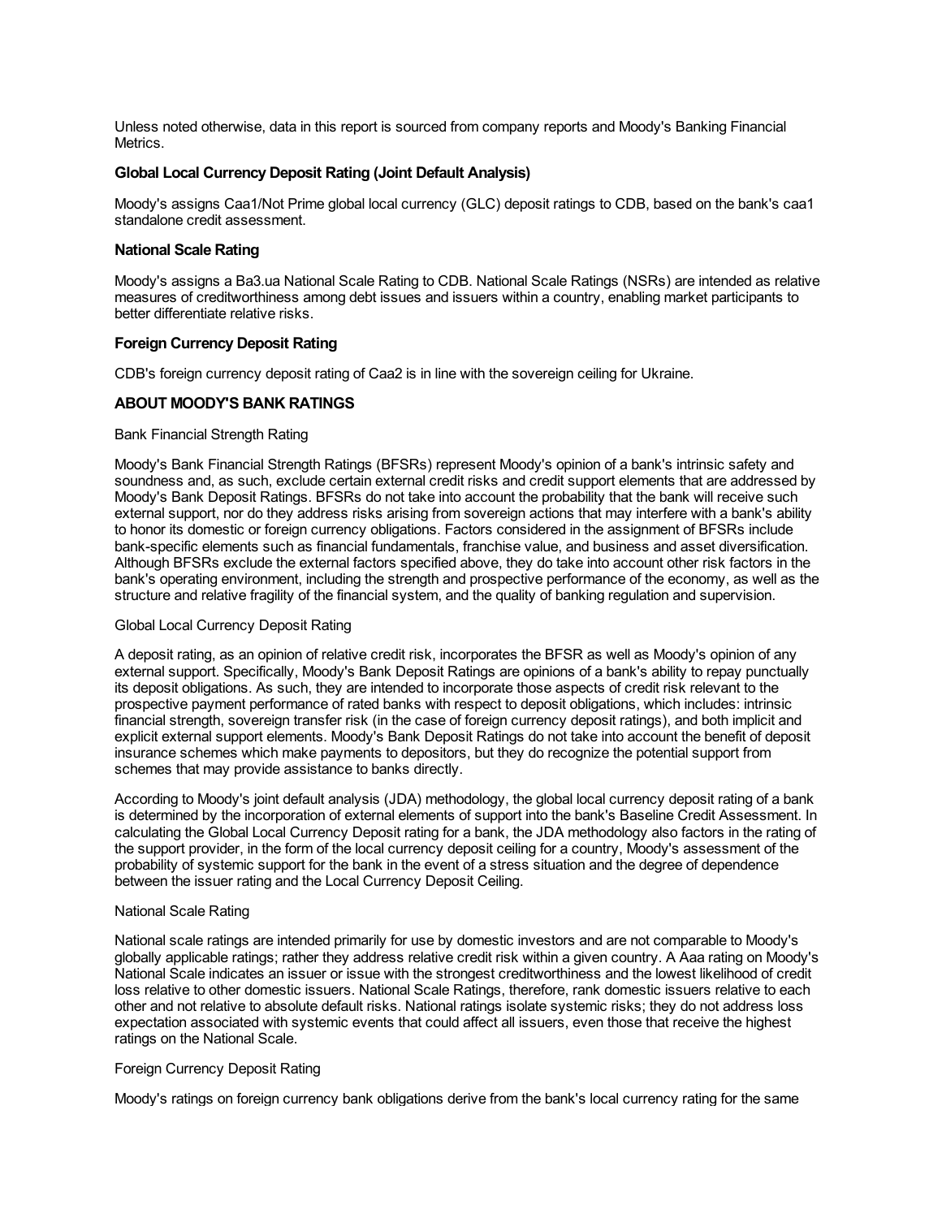Unless noted otherwise, data in this report is sourced from company reports and Moody's Banking Financial Metrics.

### Global Local Currency Deposit Rating (Joint Default Analysis)

Moody's assigns Caa1/Not Prime global local currency (GLC) deposit ratings to CDB, based on the bank's caa1 standalone credit assessment.

### National Scale Rating

Moody's assigns a Ba3.ua National Scale Rating to CDB. National Scale Ratings (NSRs) are intended as relative measures of creditworthiness among debt issues and issuers within a country, enabling market participants to better differentiate relative risks.

### Foreign Currency Deposit Rating

CDB's foreign currency deposit rating of Caa2 is in line with the sovereign ceiling for Ukraine.

## ABOUT MOODY'S BANK RATINGS

Bank Financial Strength Rating

Moody's Bank Financial Strength Ratings (BFSRs) represent Moody's opinion of a bank's intrinsic safety and soundness and, as such, exclude certain external credit risks and credit support elements that are addressed by Moody's Bank Deposit Ratings. BFSRs do not take into account the probability that the bank will receive such external support, nor do they address risks arising from sovereign actions that may interfere with a bank's ability to honor its domestic or foreign currency obligations. Factors considered in the assignment of BFSRs include bank-specific elements such as financial fundamentals, franchise value, and business and asset diversification. Although BFSRs exclude the external factors specified above, they do take into account other risk factors in the bank's operating environment, including the strength and prospective performance of the economy, as well as the structure and relative fragility of the financial system, and the quality of banking regulation and supervision.

Global Local Currency Deposit Rating

A deposit rating, as an opinion of relative credit risk, incorporates the BFSR as well as Moody's opinion of any external support. Specifically, Moody's Bank Deposit Ratings are opinions of a bank's ability to repay punctually its deposit obligations. As such, they are intended to incorporate those aspects of credit risk relevant to the prospective payment performance of rated banks with respect to deposit obligations, which includes: intrinsic financial strength, sovereign transfer risk (in the case of foreign currency deposit ratings), and both implicit and explicit external support elements. Moody's Bank Deposit Ratings do not take into account the benefit of deposit insurance schemes which make payments to depositors, but they do recognize the potential support from schemes that may provide assistance to banks directly.

According to Moody's joint default analysis (JDA) methodology, the global local currency deposit rating of a bank is determined by the incorporation of external elements of support into the bank's Baseline Credit Assessment. In calculating the Global Local Currency Deposit rating for a bank, the JDA methodology also factors in the rating of the support provider, in the form of the local currency deposit ceiling for a country, Moody's assessment of the probability of systemic support for the bank in the event of a stress situation and the degree of dependence between the issuer rating and the Local Currency Deposit Ceiling.

National Scale Rating

National scale ratings are intended primarily for use by domestic investors and are not comparable to Moody's globally applicable ratings; rather they address relative credit risk within a given country. A Aaa rating on Moody's National Scale indicates an issuer or issue with the strongest creditworthiness and the lowest likelihood of credit loss relative to other domestic issuers. National Scale Ratings, therefore, rank domestic issuers relative to each other and not relative to absolute default risks. National ratings isolate systemic risks; they do not address loss expectation associated with systemic events that could affect all issuers, even those that receive the highest ratings on the National Scale.

Foreign Currency Deposit Rating

Moody's ratings on foreign currency bank obligations derive from the bank's local currency rating for the same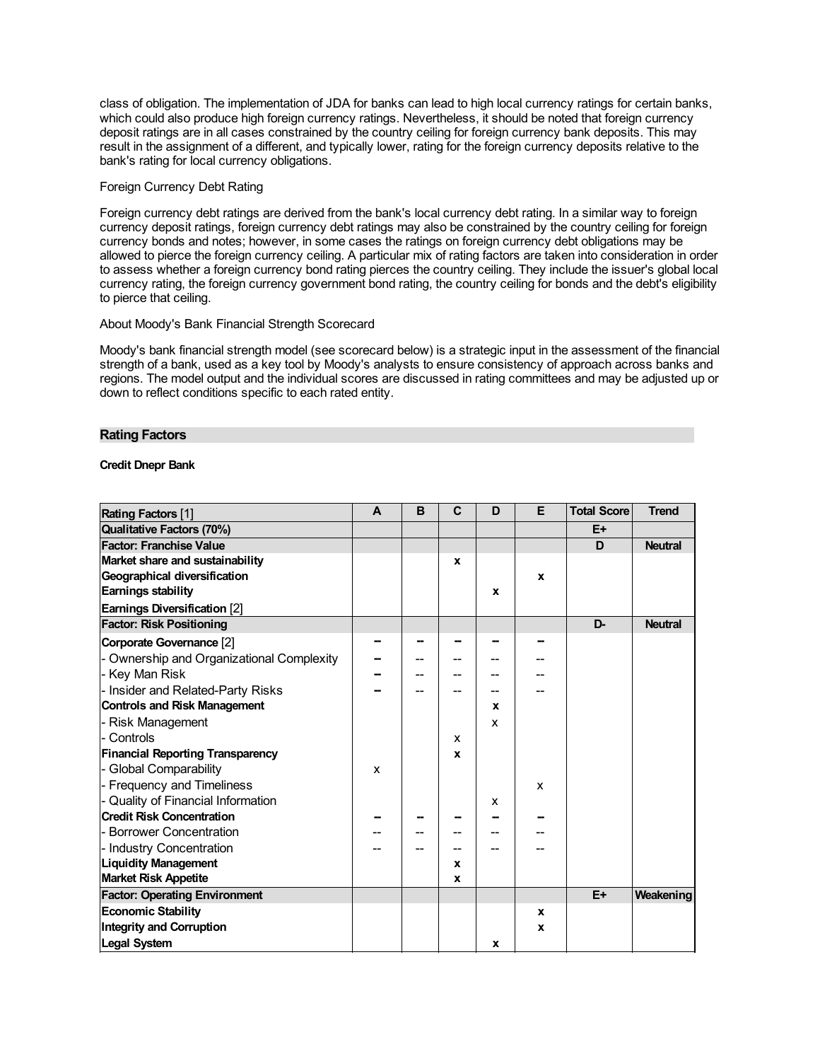class of obligation. The implementation of JDA for banks can lead to high local currency ratings for certain banks, which could also produce high foreign currency ratings. Nevertheless, it should be noted that foreign currency deposit ratings are in all cases constrained by the country ceiling for foreign currency bank deposits. This may result in the assignment of a different, and typically lower, rating for the foreign currency deposits relative to the bank's rating for local currency obligations.

Foreign Currency Debt Rating

Foreign currency debt ratings are derived from the bank's local currency debt rating. In a similar way to foreign currency deposit ratings, foreign currency debt ratings may also be constrained by the country ceiling for foreign currency bonds and notes; however, in some cases the ratings on foreign currency debt obligations may be allowed to pierce the foreign currency ceiling. A particular mix of rating factors are taken into consideration in order to assess whether a foreign currency bond rating pierces the country ceiling. They include the issuer's global local currency rating, the foreign currency government bond rating, the country ceiling for bonds and the debt's eligibility to pierce that ceiling.

About Moody's Bank Financial Strength Scorecard

Moody's bank financial strength model (see scorecard below) is a strategic input in the assessment of the financial strength of a bank, used as a key tool by Moody's analysts to ensure consistency of approach across banks and regions. The model output and the individual scores are discussed in rating committees and may be adjusted up or down to reflect conditions specific to each rated entity.

## Rating Factors

**Credit Dnepr Bank**

| Rating Factors [1] | A | B | C | D | E | Total Score | Trend |
|---|---|---|---|---|---|---|---|
| **Qualitative Factors (70%)** | | | | | | E+ | |
| **Factor: Franchise Value** | | | | | | D | Neutral |
| **Market share and sustainability** | | | x | | | | |
| **Geographical diversification** | | | | | x | | |
| **Earnings stability** | | | | x | | | |
| **Earnings Diversification** [2] | | | | | | | |
| **Factor: Risk Positioning** | | | | | | D- | Neutral |
| **Corporate Governance** [2] | -- | -- | -- | -- | -- | | |
| - Ownership and Organizational Complexity | -- | -- | -- | -- | -- | | |
| - Key Man Risk | -- | -- | -- | -- | -- | | |
| - Insider and Related-Party Risks | -- | -- | -- | -- | -- | | |
| **Controls and Risk Management** | | | | x | | | |
| - Risk Management | | | | x | | | |
| - Controls | | | x | | | | |
| **Financial Reporting Transparency** | | | x | | | | |
| - Global Comparability | x | | | | | | |
| - Frequency and Timeliness | | | | | x | | |
| - Quality of Financial Information | | | | x | | | |
| **Credit Risk Concentration** | -- | -- | -- | -- | -- | | |
| - Borrower Concentration | -- | -- | -- | -- | -- | | |
| - Industry Concentration | -- | -- | -- | -- | -- | | |
| **Liquidity Management** | | | x | | | | |
| **Market Risk Appetite** | | | x | | | | |
| **Factor: Operating Environment** | | | | | | E+ | Weakening |
| **Economic Stability** | | | | | x | | |
| **Integrity and Corruption** | | | | | x | | |
| **Legal System** | | | | x | | | |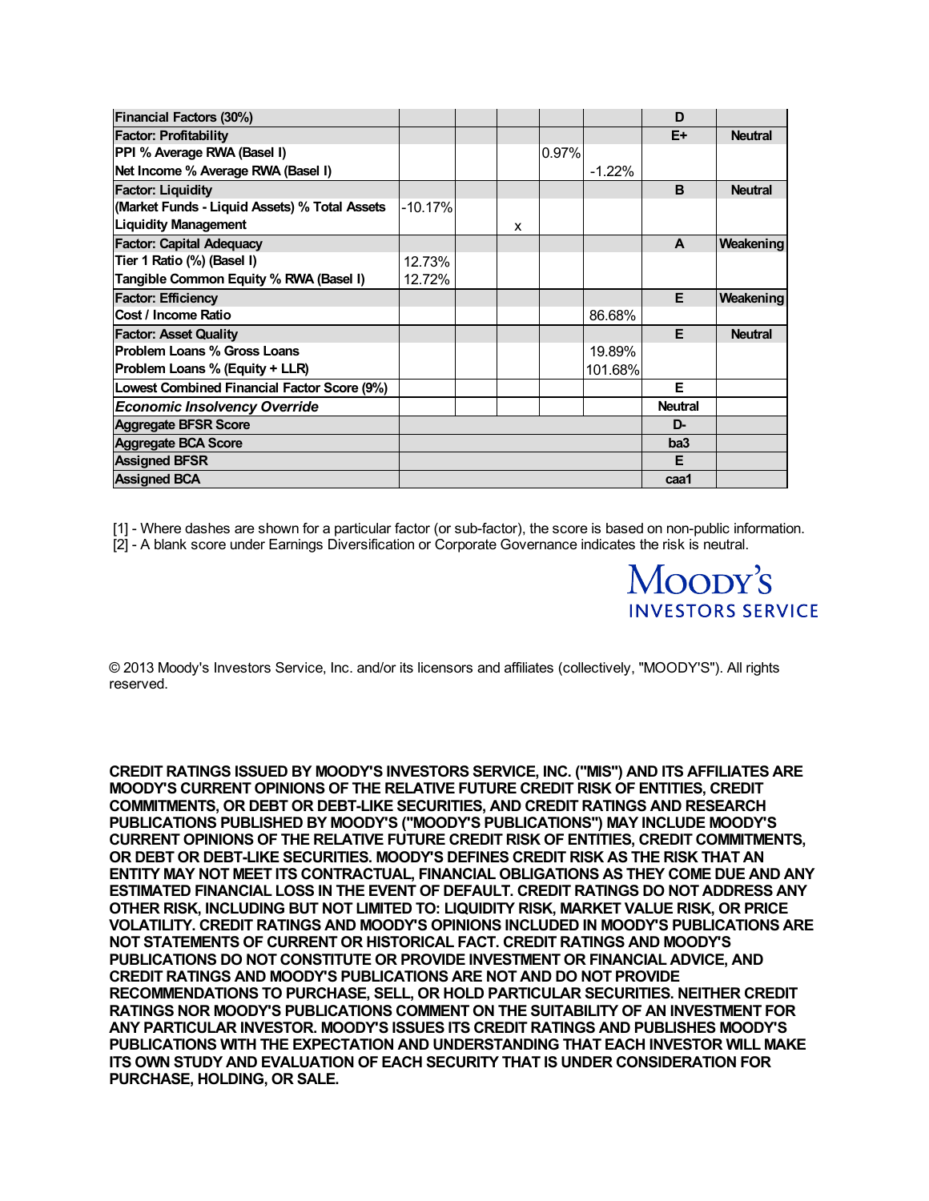| Financial Factors (30%) | | | | | | D | |
|---|---|---|---|---|---|---|---|
| **Factor: Profitability** | | | | | | E+ | Neutral |
| PPI % Average RWA (Basel I) | | | | 0.97% | | | |
| Net Income % Average RWA (Basel I) | | | | | -1.22% | | |
| **Factor: Liquidity** | | | | | | B | Neutral |
| (Market Funds - Liquid Assets) % Total Assets | -10.17% | | | | | | |
| Liquidity Management | | | x | | | | |
| **Factor: Capital Adequacy** | | | | | | A | Weakening |
| Tier 1 Ratio (%) (Basel I) | 12.73% | | | | | | |
| Tangible Common Equity % RWA (Basel I) | 12.72% | | | | | | |
| **Factor: Efficiency** | | | | | | E | Weakening |
| Cost / Income Ratio | | | | | 86.68% | | |
| **Factor: Asset Quality** | | | | | | E | Neutral |
| Problem Loans % Gross Loans | | | | | 19.89% | | |
| Problem Loans % (Equity + LLR) | | | | | 101.68% | | |
| Lowest Combined Financial Factor Score (9%) | | | | | | E | |
| *Economic Insolvency Override* | | | | | | Neutral | |
| Aggregate BFSR Score | | | | | | D- | |
| Aggregate BCA Score | | | | | | ba3 | |
| Assigned BFSR | | | | | | E | |
| Assigned BCA | | | | | | caa1 | |

[1] - Where dashes are shown for a particular factor (or sub-factor), the score is based on non-public information.
[2] - A blank score under Earnings Diversification or Corporate Governance indicates the risk is neutral.

Moody's Investors Service

© 2013 Moody's Investors Service, Inc. and/or its licensors and affiliates (collectively, "MOODY'S"). All rights reserved.

**CREDIT RATINGS ISSUED BY MOODY'S INVESTORS SERVICE, INC. ("MIS") AND ITS AFFILIATES ARE MOODY'S CURRENT OPINIONS OF THE RELATIVE FUTURE CREDIT RISK OF ENTITIES, CREDIT COMMITMENTS, OR DEBT OR DEBT-LIKE SECURITIES, AND CREDIT RATINGS AND RESEARCH PUBLICATIONS PUBLISHED BY MOODY'S ("MOODY'S PUBLICATIONS") MAY INCLUDE MOODY'S CURRENT OPINIONS OF THE RELATIVE FUTURE CREDIT RISK OF ENTITIES, CREDIT COMMITMENTS, OR DEBT OR DEBT-LIKE SECURITIES. MOODY'S DEFINES CREDIT RISK AS THE RISK THAT AN ENTITY MAY NOT MEET ITS CONTRACTUAL, FINANCIAL OBLIGATIONS AS THEY COME DUE AND ANY ESTIMATED FINANCIAL LOSS IN THE EVENT OF DEFAULT. CREDIT RATINGS DO NOT ADDRESS ANY OTHER RISK, INCLUDING BUT NOT LIMITED TO: LIQUIDITY RISK, MARKET VALUE RISK, OR PRICE VOLATILITY. CREDIT RATINGS AND MOODY'S OPINIONS INCLUDED IN MOODY'S PUBLICATIONS ARE NOT STATEMENTS OF CURRENT OR HISTORICAL FACT. CREDIT RATINGS AND MOODY'S PUBLICATIONS DO NOT CONSTITUTE OR PROVIDE INVESTMENT OR FINANCIAL ADVICE, AND CREDIT RATINGS AND MOODY'S PUBLICATIONS ARE NOT AND DO NOT PROVIDE RECOMMENDATIONS TO PURCHASE, SELL, OR HOLD PARTICULAR SECURITIES. NEITHER CREDIT RATINGS NOR MOODY'S PUBLICATIONS COMMENT ON THE SUITABILITY OF AN INVESTMENT FOR ANY PARTICULAR INVESTOR. MOODY'S ISSUES ITS CREDIT RATINGS AND PUBLISHES MOODY'S PUBLICATIONS WITH THE EXPECTATION AND UNDERSTANDING THAT EACH INVESTOR WILL MAKE ITS OWN STUDY AND EVALUATION OF EACH SECURITY THAT IS UNDER CONSIDERATION FOR PURCHASE, HOLDING, OR SALE.**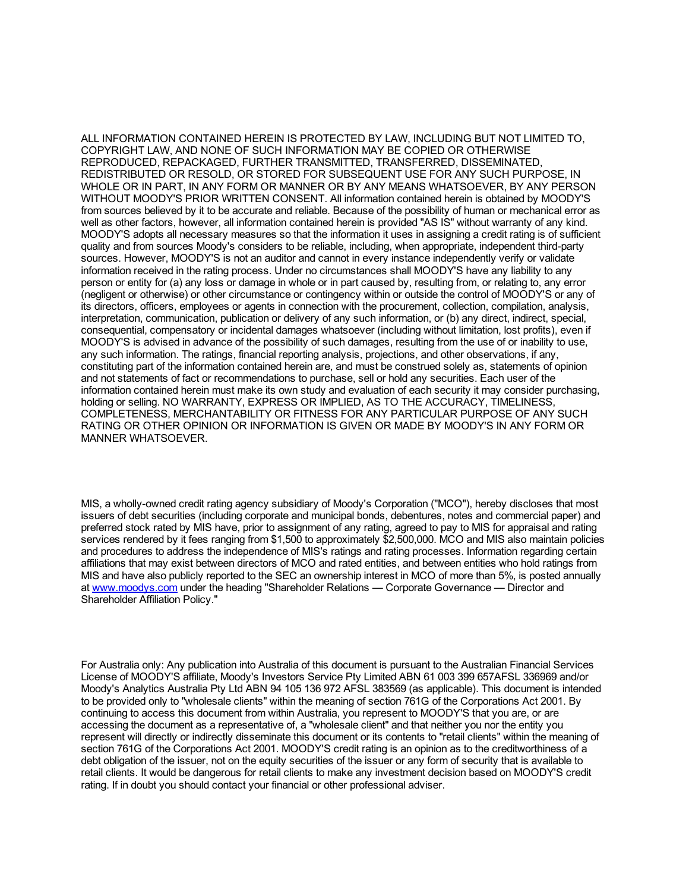ALL INFORMATION CONTAINED HEREIN IS PROTECTED BY LAW, INCLUDING BUT NOT LIMITED TO, COPYRIGHT LAW, AND NONE OF SUCH INFORMATION MAY BE COPIED OR OTHERWISE REPRODUCED, REPACKAGED, FURTHER TRANSMITTED, TRANSFERRED, DISSEMINATED, REDISTRIBUTED OR RESOLD, OR STORED FOR SUBSEQUENT USE FOR ANY SUCH PURPOSE, IN WHOLE OR IN PART, IN ANY FORM OR MANNER OR BY ANY MEANS WHATSOEVER, BY ANY PERSON WITHOUT MOODY'S PRIOR WRITTEN CONSENT. All information contained herein is obtained by MOODY'S from sources believed by it to be accurate and reliable. Because of the possibility of human or mechanical error as well as other factors, however, all information contained herein is provided "AS IS" without warranty of any kind. MOODY'S adopts all necessary measures so that the information it uses in assigning a credit rating is of sufficient quality and from sources Moody's considers to be reliable, including, when appropriate, independent third-party sources. However, MOODY'S is not an auditor and cannot in every instance independently verify or validate information received in the rating process. Under no circumstances shall MOODY'S have any liability to any person or entity for (a) any loss or damage in whole or in part caused by, resulting from, or relating to, any error (negligent or otherwise) or other circumstance or contingency within or outside the control of MOODY'S or any of its directors, officers, employees or agents in connection with the procurement, collection, compilation, analysis, interpretation, communication, publication or delivery of any such information, or (b) any direct, indirect, special, consequential, compensatory or incidental damages whatsoever (including without limitation, lost profits), even if MOODY'S is advised in advance of the possibility of such damages, resulting from the use of or inability to use, any such information. The ratings, financial reporting analysis, projections, and other observations, if any, constituting part of the information contained herein are, and must be construed solely as, statements of opinion and not statements of fact or recommendations to purchase, sell or hold any securities. Each user of the information contained herein must make its own study and evaluation of each security it may consider purchasing, holding or selling. NO WARRANTY, EXPRESS OR IMPLIED, AS TO THE ACCURACY, TIMELINESS, COMPLETENESS, MERCHANTABILITY OR FITNESS FOR ANY PARTICULAR PURPOSE OF ANY SUCH RATING OR OTHER OPINION OR INFORMATION IS GIVEN OR MADE BY MOODY'S IN ANY FORM OR MANNER WHATSOEVER.

MIS, a wholly-owned credit rating agency subsidiary of Moody's Corporation ("MCO"), hereby discloses that most issuers of debt securities (including corporate and municipal bonds, debentures, notes and commercial paper) and preferred stock rated by MIS have, prior to assignment of any rating, agreed to pay to MIS for appraisal and rating services rendered by it fees ranging from $1,500 to approximately $2,500,000. MCO and MIS also maintain policies and procedures to address the independence of MIS's ratings and rating processes. Information regarding certain affiliations that may exist between directors of MCO and rated entities, and between entities who hold ratings from MIS and have also publicly reported to the SEC an ownership interest in MCO of more than 5%, is posted annually at [www.moodys.com](http://www.moodys.com) under the heading "Shareholder Relations — Corporate Governance — Director and Shareholder Affiliation Policy."

For Australia only: Any publication into Australia of this document is pursuant to the Australian Financial Services License of MOODY'S affiliate, Moody's Investors Service Pty Limited ABN 61 003 399 657AFSL 336969 and/or Moody's Analytics Australia Pty Ltd ABN 94 105 136 972 AFSL 383569 (as applicable). This document is intended to be provided only to "wholesale clients" within the meaning of section 761G of the Corporations Act 2001. By continuing to access this document from within Australia, you represent to MOODY'S that you are, or are accessing the document as a representative of, a "wholesale client" and that neither you nor the entity you represent will directly or indirectly disseminate this document or its contents to "retail clients" within the meaning of section 761G of the Corporations Act 2001. MOODY'S credit rating is an opinion as to the creditworthiness of a debt obligation of the issuer, not on the equity securities of the issuer or any form of security that is available to retail clients. It would be dangerous for retail clients to make any investment decision based on MOODY'S credit rating. If in doubt you should contact your financial or other professional adviser.